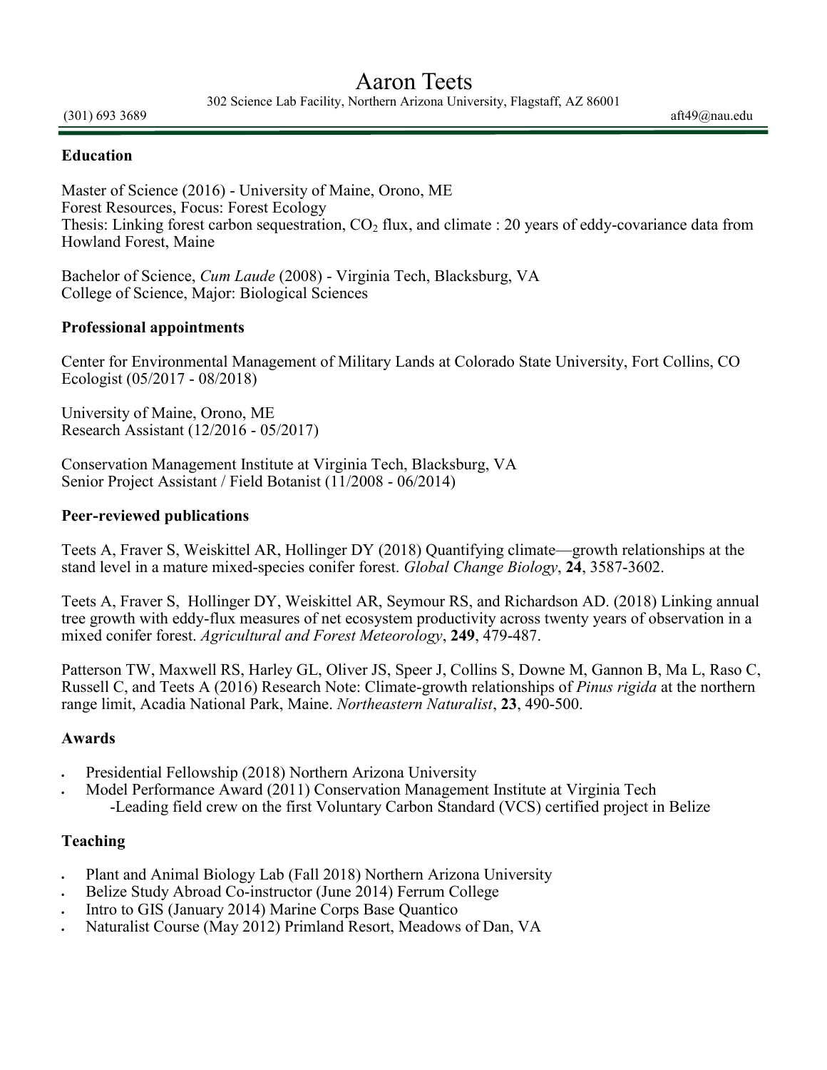# Aaron Teets

302 Science Lab Facility, Northern Arizona University, Flagstaff, AZ 86001

(301) 693 3689 aft49@nau.edu

## Education

Master of Science (2016) - University of Maine, Orono, ME
Forest Resources, Focus: Forest Ecology
Thesis: Linking forest carbon sequestration, $CO_2$ flux, and climate : 20 years of eddy-covariance data from Howland Forest, Maine

Bachelor of Science, *Cum Laude* (2008) - Virginia Tech, Blacksburg, VA
College of Science, Major: Biological Sciences

## Professional appointments

Center for Environmental Management of Military Lands at Colorado State University, Fort Collins, CO
Ecologist (05/2017 - 08/2018)

University of Maine, Orono, ME
Research Assistant (12/2016 - 05/2017)

Conservation Management Institute at Virginia Tech, Blacksburg, VA
Senior Project Assistant / Field Botanist (11/2008 - 06/2014)

## Peer-reviewed publications

Teets A, Fraver S, Weiskittel AR, Hollinger DY (2018) Quantifying climate—growth relationships at the stand level in a mature mixed-species conifer forest. *Global Change Biology*, **24**, 3587-3602.

Teets A, Fraver S, Hollinger DY, Weiskittel AR, Seymour RS, and Richardson AD. (2018) Linking annual tree growth with eddy-flux measures of net ecosystem productivity across twenty years of observation in a mixed conifer forest. *Agricultural and Forest Meteorology*, **249**, 479-487.

Patterson TW, Maxwell RS, Harley GL, Oliver JS, Speer J, Collins S, Downe M, Gannon B, Ma L, Raso C, Russell C, and Teets A (2016) Research Note: Climate-growth relationships of *Pinus rigida* at the northern range limit, Acadia National Park, Maine. *Northeastern Naturalist*, **23**, 490-500.

## Awards

- Presidential Fellowship (2018) Northern Arizona University
- Model Performance Award (2011) Conservation Management Institute at Virginia Tech
  -Leading field crew on the first Voluntary Carbon Standard (VCS) certified project in Belize

## Teaching

- Plant and Animal Biology Lab (Fall 2018) Northern Arizona University
- Belize Study Abroad Co-instructor (June 2014) Ferrum College
- Intro to GIS (January 2014) Marine Corps Base Quantico
- Naturalist Course (May 2012) Primland Resort, Meadows of Dan, VA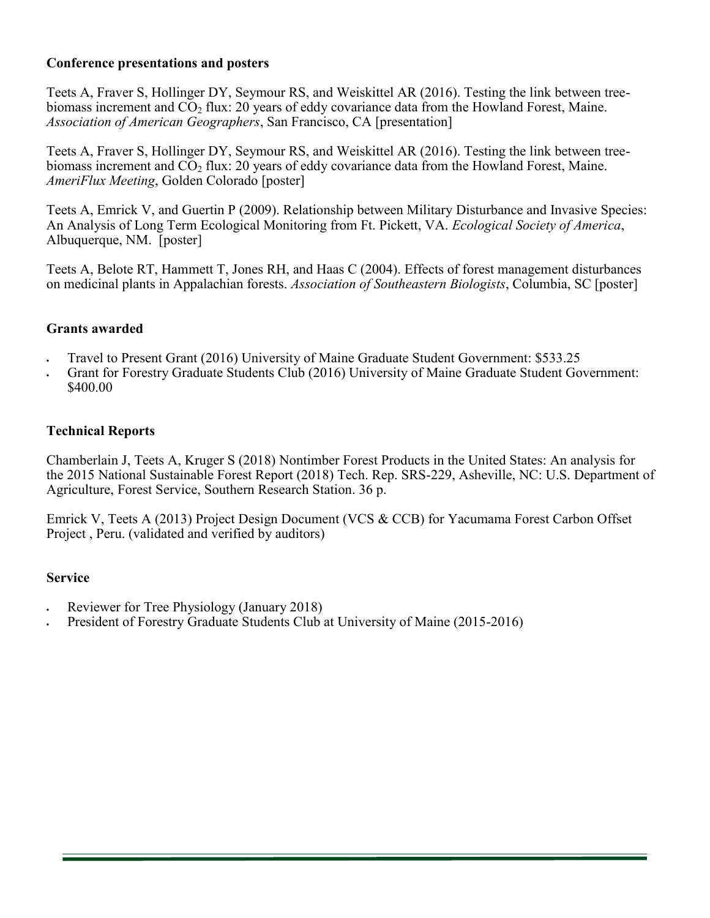**Conference presentations and posters**

Teets A, Fraver S, Hollinger DY, Seymour RS, and Weiskittel AR (2016). Testing the link between tree-biomass increment and $CO_2$ flux: 20 years of eddy covariance data from the Howland Forest, Maine. *Association of American Geographers*, San Francisco, CA [presentation]

Teets A, Fraver S, Hollinger DY, Seymour RS, and Weiskittel AR (2016). Testing the link between tree-biomass increment and $CO_2$ flux: 20 years of eddy covariance data from the Howland Forest, Maine. *AmeriFlux Meeting*, Golden Colorado [poster]

Teets A, Emrick V, and Guertin P (2009). Relationship between Military Disturbance and Invasive Species: An Analysis of Long Term Ecological Monitoring from Ft. Pickett, VA. *Ecological Society of America*, Albuquerque, NM. [poster]

Teets A, Belote RT, Hammett T, Jones RH, and Haas C (2004). Effects of forest management disturbances on medicinal plants in Appalachian forests. *Association of Southeastern Biologists*, Columbia, SC [poster]

**Grants awarded**

- Travel to Present Grant (2016) University of Maine Graduate Student Government: $533.25
- Grant for Forestry Graduate Students Club (2016) University of Maine Graduate Student Government: $400.00

**Technical Reports**

Chamberlain J, Teets A, Kruger S (2018) Nontimber Forest Products in the United States: An analysis for the 2015 National Sustainable Forest Report (2018) Tech. Rep. SRS-229, Asheville, NC: U.S. Department of Agriculture, Forest Service, Southern Research Station. 36 p.

Emrick V, Teets A (2013) Project Design Document (VCS & CCB) for Yacumama Forest Carbon Offset Project , Peru. (validated and verified by auditors)

**Service**

- Reviewer for Tree Physiology (January 2018)
- President of Forestry Graduate Students Club at University of Maine (2015-2016)